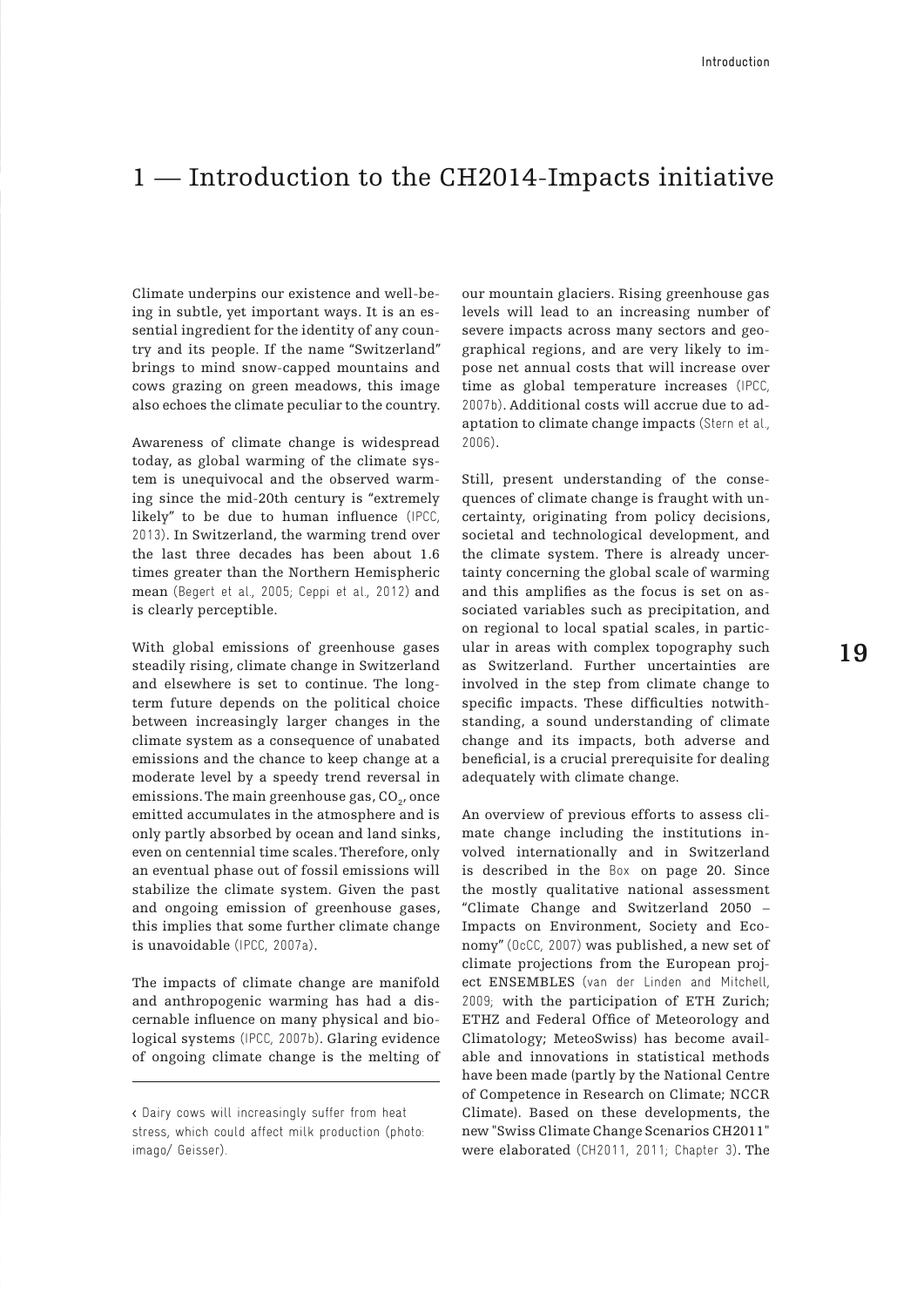# 1 — Introduction to the CH2014-Impacts initiative

Climate underpins our existence and well-being in subtle, yet important ways. It is an essential ingredient for the identity of any country and its people. If the name "Switzerland" brings to mind snow-capped mountains and cows grazing on green meadows, this image also echoes the climate peculiar to the country.

Awareness of climate change is widespread today, as global warming of the climate system is unequivocal and the observed warming since the mid-20th century is "extremely likely" to be due to human influence (IPCC, 2013). In Switzerland, the warming trend over the last three decades has been about 1.6 times greater than the Northern Hemispheric mean (Begert et al., 2005; Ceppi et al., 2012) and is clearly perceptible.

With global emissions of greenhouse gases steadily rising, climate change in Switzerland and elsewhere is set to continue. The long-term future depends on the political choice between increasingly larger changes in the climate system as a consequence of unabated emissions and the chance to keep change at a moderate level by a speedy trend reversal in emissions. The main greenhouse gas, $CO_2$, once emitted accumulates in the atmosphere and is only partly absorbed by ocean and land sinks, even on centennial time scales. Therefore, only an eventual phase out of fossil emissions will stabilize the climate system. Given the past and ongoing emission of greenhouse gases, this implies that some further climate change is unavoidable (IPCC, 2007a).

The impacts of climate change are manifold and anthropogenic warming has had a discernable influence on many physical and biological systems (IPCC, 2007b). Glaring evidence of ongoing climate change is the melting of our mountain glaciers. Rising greenhouse gas levels will lead to an increasing number of severe impacts across many sectors and geographical regions, and are very likely to impose net annual costs that will increase over time as global temperature increases (IPCC, 2007b). Additional costs will accrue due to adaptation to climate change impacts (Stern et al., 2006).

Still, present understanding of the consequences of climate change is fraught with uncertainty, originating from policy decisions, societal and technological development, and the climate system. There is already uncertainty concerning the global scale of warming and this amplifies as the focus is set on associated variables such as precipitation, and on regional to local spatial scales, in particular in areas with complex topography such as Switzerland. Further uncertainties are involved in the step from climate change to specific impacts. These difficulties notwithstanding, a sound understanding of climate change and its impacts, both adverse and beneficial, is a crucial prerequisite for dealing adequately with climate change.

An overview of previous efforts to assess climate change including the institutions involved internationally and in Switzerland is described in the Box on page 20. Since the mostly qualitative national assessment "Climate Change and Switzerland 2050 – Impacts on Environment, Society and Economy" (OcCC, 2007) was published, a new set of climate projections from the European project ENSEMBLES (van der Linden and Mitchell, 2009; with the participation of ETH Zurich; ETHZ and Federal Office of Meteorology and Climatology; MeteoSwiss) has become available and innovations in statistical methods have been made (partly by the National Centre of Competence in Research on Climate; NCCR Climate). Based on these developments, the new "Swiss Climate Change Scenarios CH2011" were elaborated (CH2011, 2011; Chapter 3). The

‹ Dairy cows will increasingly suffer from heat stress, which could affect milk production (photo: imago/ Geisser).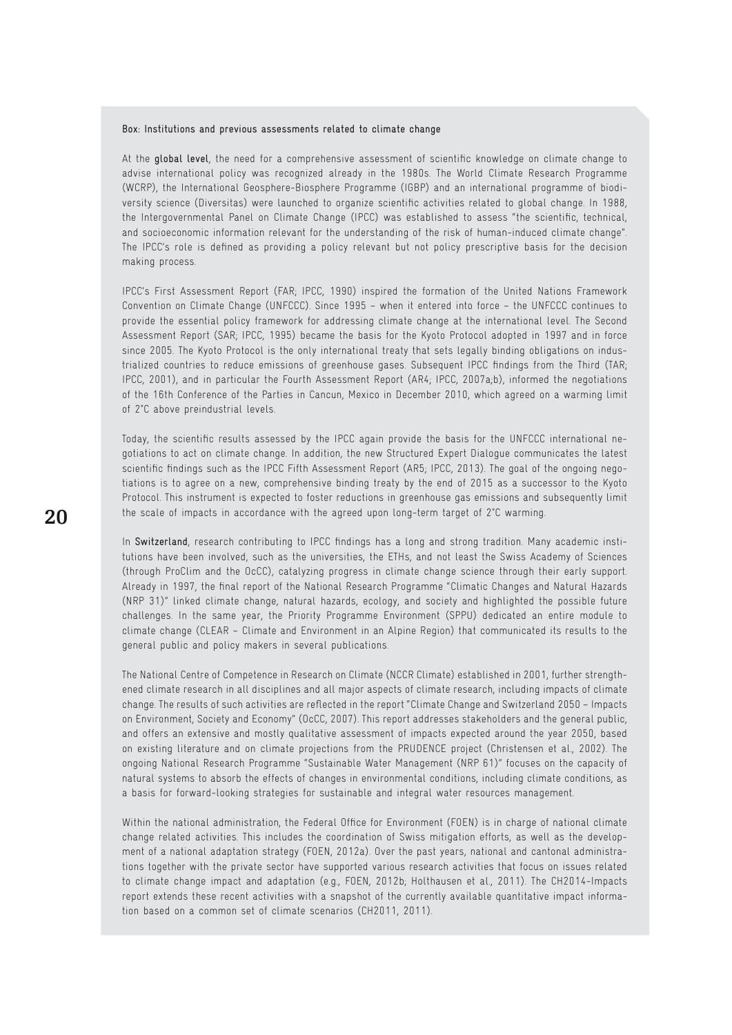**Box: Institutions and previous assessments related to climate change**

At the **global level**, the need for a comprehensive assessment of scientific knowledge on climate change to advise international policy was recognized already in the 1980s. The World Climate Research Programme (WCRP), the International Geosphere-Biosphere Programme (IGBP) and an international programme of biodiversity science (Diversitas) were launched to organize scientific activities related to global change. In 1988, the Intergovernmental Panel on Climate Change (IPCC) was established to assess "the scientific, technical, and socioeconomic information relevant for the understanding of the risk of human-induced climate change". The IPCC's role is defined as providing a policy relevant but not policy prescriptive basis for the decision making process.

IPCC's First Assessment Report (FAR; IPCC, 1990) inspired the formation of the United Nations Framework Convention on Climate Change (UNFCCC). Since 1995 – when it entered into force – the UNFCCC continues to provide the essential policy framework for addressing climate change at the international level. The Second Assessment Report (SAR; IPCC, 1995) became the basis for the Kyoto Protocol adopted in 1997 and in force since 2005. The Kyoto Protocol is the only international treaty that sets legally binding obligations on industrialized countries to reduce emissions of greenhouse gases. Subsequent IPCC findings from the Third (TAR; IPCC, 2001), and in particular the Fourth Assessment Report (AR4; IPCC, 2007a;b), informed the negotiations of the 16th Conference of the Parties in Cancun, Mexico in December 2010, which agreed on a warming limit of 2°C above preindustrial levels.

Today, the scientific results assessed by the IPCC again provide the basis for the UNFCCC international negotiations to act on climate change. In addition, the new Structured Expert Dialogue communicates the latest scientific findings such as the IPCC Fifth Assessment Report (AR5; IPCC, 2013). The goal of the ongoing negotiations is to agree on a new, comprehensive binding treaty by the end of 2015 as a successor to the Kyoto Protocol. This instrument is expected to foster reductions in greenhouse gas emissions and subsequently limit the scale of impacts in accordance with the agreed upon long-term target of 2°C warming.

In **Switzerland**, research contributing to IPCC findings has a long and strong tradition. Many academic institutions have been involved, such as the universities, the ETHs, and not least the Swiss Academy of Sciences (through ProClim and the OcCC), catalyzing progress in climate change science through their early support. Already in 1997, the final report of the National Research Programme "Climatic Changes and Natural Hazards (NRP 31)" linked climate change, natural hazards, ecology, and society and highlighted the possible future challenges. In the same year, the Priority Programme Environment (SPPU) dedicated an entire module to climate change (CLEAR – Climate and Environment in an Alpine Region) that communicated its results to the general public and policy makers in several publications.

The National Centre of Competence in Research on Climate (NCCR Climate) established in 2001, further strengthened climate research in all disciplines and all major aspects of climate research, including impacts of climate change. The results of such activities are reflected in the report "Climate Change and Switzerland 2050 – Impacts on Environment, Society and Economy" (OcCC, 2007). This report addresses stakeholders and the general public, and offers an extensive and mostly qualitative assessment of impacts expected around the year 2050, based on existing literature and on climate projections from the PRUDENCE project (Christensen et al., 2002). The ongoing National Research Programme "Sustainable Water Management (NRP 61)" focuses on the capacity of natural systems to absorb the effects of changes in environmental conditions, including climate conditions, as a basis for forward-looking strategies for sustainable and integral water resources management.

Within the national administration, the Federal Office for Environment (FOEN) is in charge of national climate change related activities. This includes the coordination of Swiss mitigation efforts, as well as the development of a national adaptation strategy (FOEN, 2012a). Over the past years, national and cantonal administrations together with the private sector have supported various research activities that focus on issues related to climate change impact and adaptation (e.g., FOEN, 2012b; Holthausen et al., 2011). The CH2014-Impacts report extends these recent activities with a snapshot of the currently available quantitative impact information based on a common set of climate scenarios (CH2011, 2011).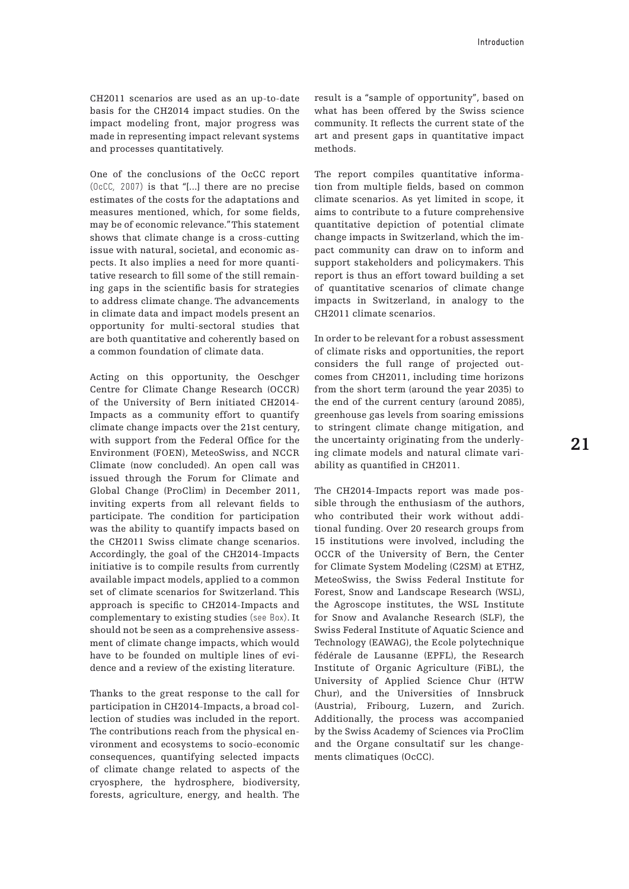CH2011 scenarios are used as an up-to-date basis for the CH2014 impact studies. On the impact modeling front, major progress was made in representing impact relevant systems and processes quantitatively.

One of the conclusions of the OcCC report (OcCC, 2007) is that "[...] there are no precise estimates of the costs for the adaptations and measures mentioned, which, for some fields, may be of economic relevance." This statement shows that climate change is a cross-cutting issue with natural, societal, and economic aspects. It also implies a need for more quantitative research to fill some of the still remaining gaps in the scientific basis for strategies to address climate change. The advancements in climate data and impact models present an opportunity for multi-sectoral studies that are both quantitative and coherently based on a common foundation of climate data.

Acting on this opportunity, the Oeschger Centre for Climate Change Research (OCCR) of the University of Bern initiated CH2014-Impacts as a community effort to quantify climate change impacts over the 21st century, with support from the Federal Office for the Environment (FOEN), MeteoSwiss, and NCCR Climate (now concluded). An open call was issued through the Forum for Climate and Global Change (ProClim) in December 2011, inviting experts from all relevant fields to participate. The condition for participation was the ability to quantify impacts based on the CH2011 Swiss climate change scenarios. Accordingly, the goal of the CH2014-Impacts initiative is to compile results from currently available impact models, applied to a common set of climate scenarios for Switzerland. This approach is specific to CH2014-Impacts and complementary to existing studies (see Box). It should not be seen as a comprehensive assessment of climate change impacts, which would have to be founded on multiple lines of evidence and a review of the existing literature.

Thanks to the great response to the call for participation in CH2014-Impacts, a broad collection of studies was included in the report. The contributions reach from the physical environment and ecosystems to socio-economic consequences, quantifying selected impacts of climate change related to aspects of the cryosphere, the hydrosphere, biodiversity, forests, agriculture, energy, and health. The result is a "sample of opportunity", based on what has been offered by the Swiss science community. It reflects the current state of the art and present gaps in quantitative impact methods.

The report compiles quantitative information from multiple fields, based on common climate scenarios. As yet limited in scope, it aims to contribute to a future comprehensive quantitative depiction of potential climate change impacts in Switzerland, which the impact community can draw on to inform and support stakeholders and policymakers. This report is thus an effort toward building a set of quantitative scenarios of climate change impacts in Switzerland, in analogy to the CH2011 climate scenarios.

In order to be relevant for a robust assessment of climate risks and opportunities, the report considers the full range of projected outcomes from CH2011, including time horizons from the short term (around the year 2035) to the end of the current century (around 2085), greenhouse gas levels from soaring emissions to stringent climate change mitigation, and the uncertainty originating from the underlying climate models and natural climate variability as quantified in CH2011.

The CH2014-Impacts report was made possible through the enthusiasm of the authors, who contributed their work without additional funding. Over 20 research groups from 15 institutions were involved, including the OCCR of the University of Bern, the Center for Climate System Modeling (C2SM) at ETHZ, MeteoSwiss, the Swiss Federal Institute for Forest, Snow and Landscape Research (WSL), the Agroscope institutes, the WSL Institute for Snow and Avalanche Research (SLF), the Swiss Federal Institute of Aquatic Science and Technology (EAWAG), the Ecole polytechnique fédérale de Lausanne (EPFL), the Research Institute of Organic Agriculture (FiBL), the University of Applied Science Chur (HTW Chur), and the Universities of Innsbruck (Austria), Fribourg, Luzern, and Zurich. Additionally, the process was accompanied by the Swiss Academy of Sciences via ProClim and the Organe consultatif sur les changements climatiques (OcCC).